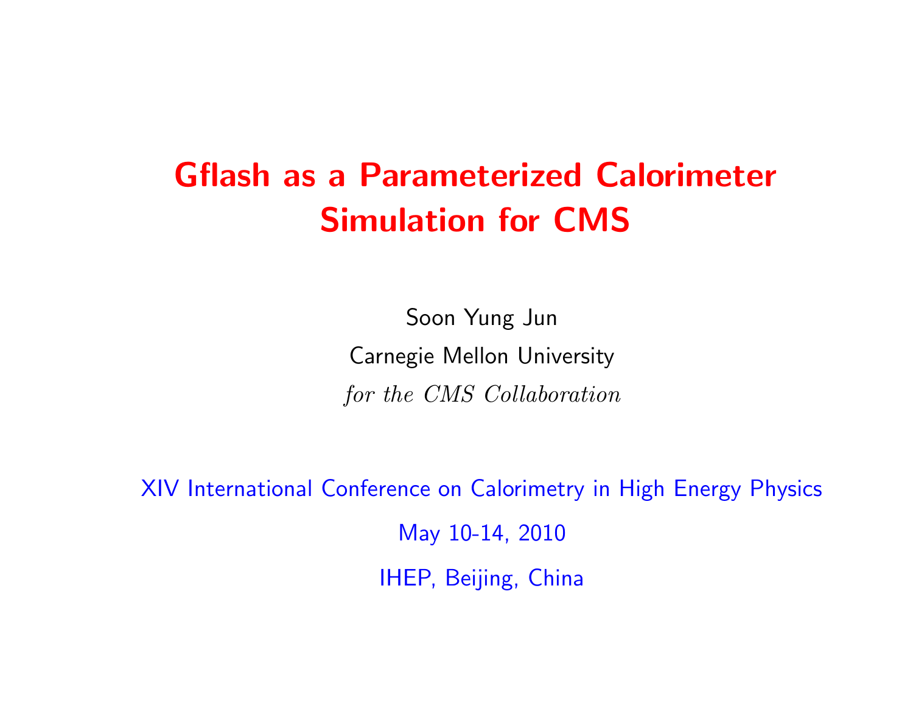# Gflash as a Parameterized Calorimeter Simulation for CMS

Soon Yung Jun

Carnegie Mellon University

*for the CMS Collaboration*

XIV International Conference on Calorimetry in High Energy Physics

May 10-14, 2010

IHEP, Beijing, China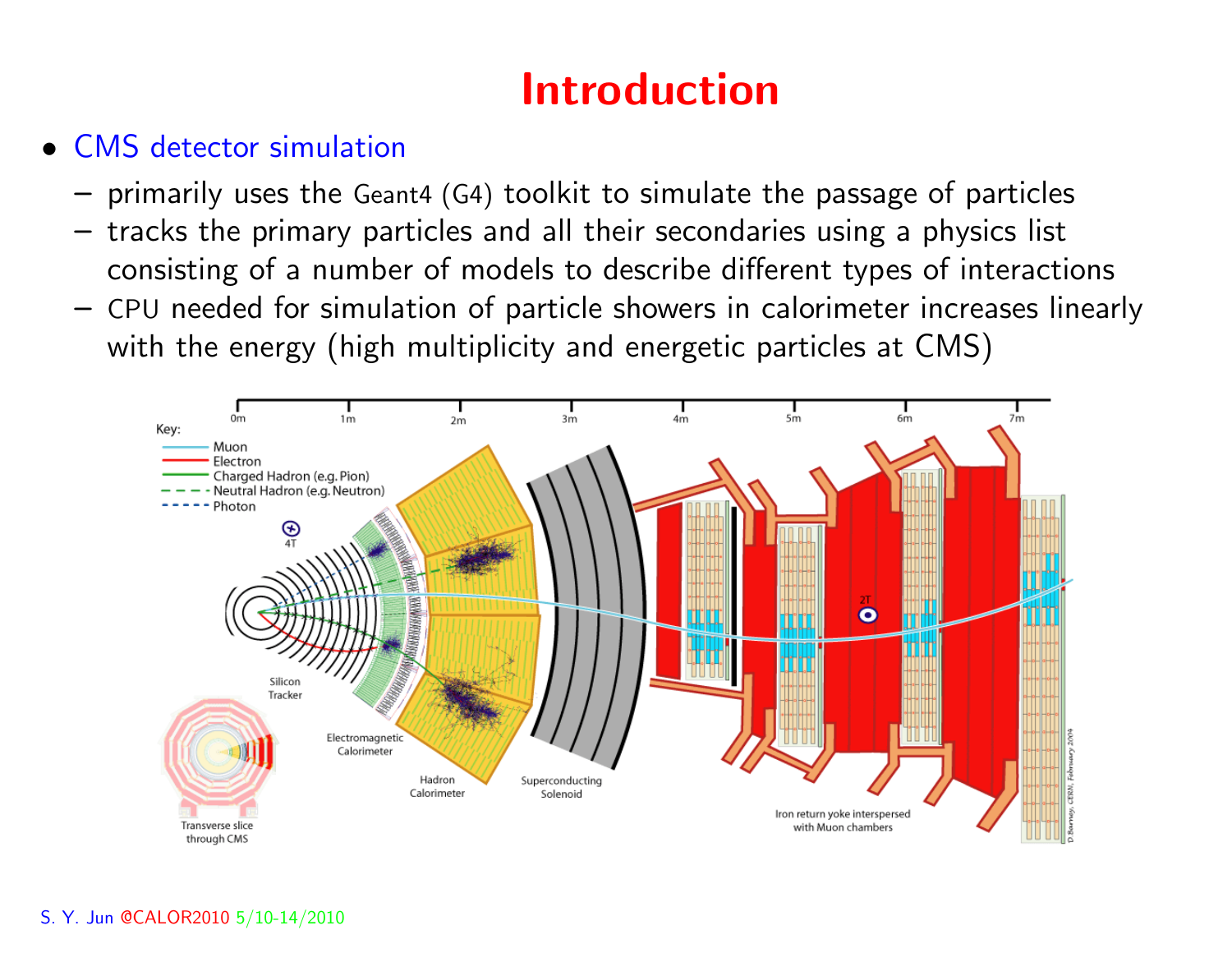# Introduction

- CMS detector simulation
  - primarily uses the Geant4 (G4) toolkit to simulate the passage of particles
  - tracks the primary particles and all their secondaries using a physics list consisting of a number of models to describe different types of interactions
  - CPU needed for simulation of particle showers in calorimeter increases linearly with the energy (high multiplicity and energetic particles at CMS)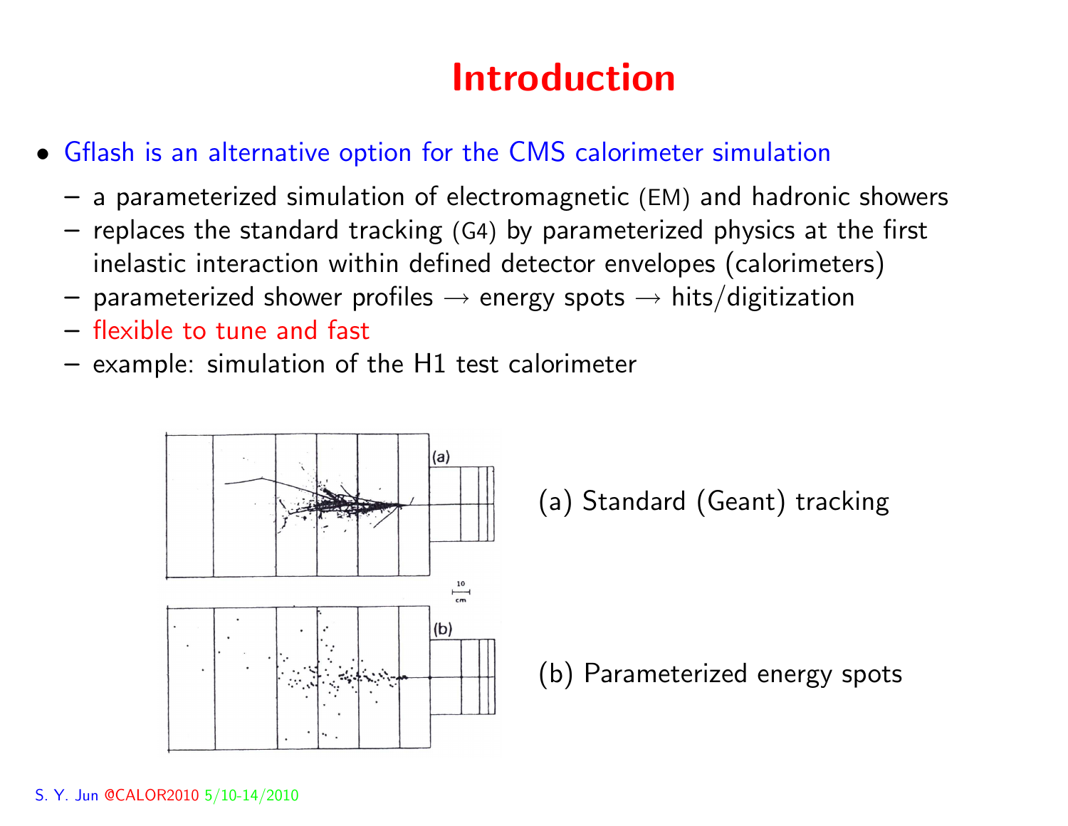# Introduction

- Gflash is an alternative option for the CMS calorimeter simulation
  - a parameterized simulation of electromagnetic (EM) and hadronic showers
  - replaces the standard tracking (G4) by parameterized physics at the first inelastic interaction within defined detector envelopes (calorimeters)
  - parameterized shower profiles → energy spots → hits/digitization
  - flexible to tune and fast
  - example: simulation of the H1 test calorimeter

(a) Standard (Geant) tracking

(b) Parameterized energy spots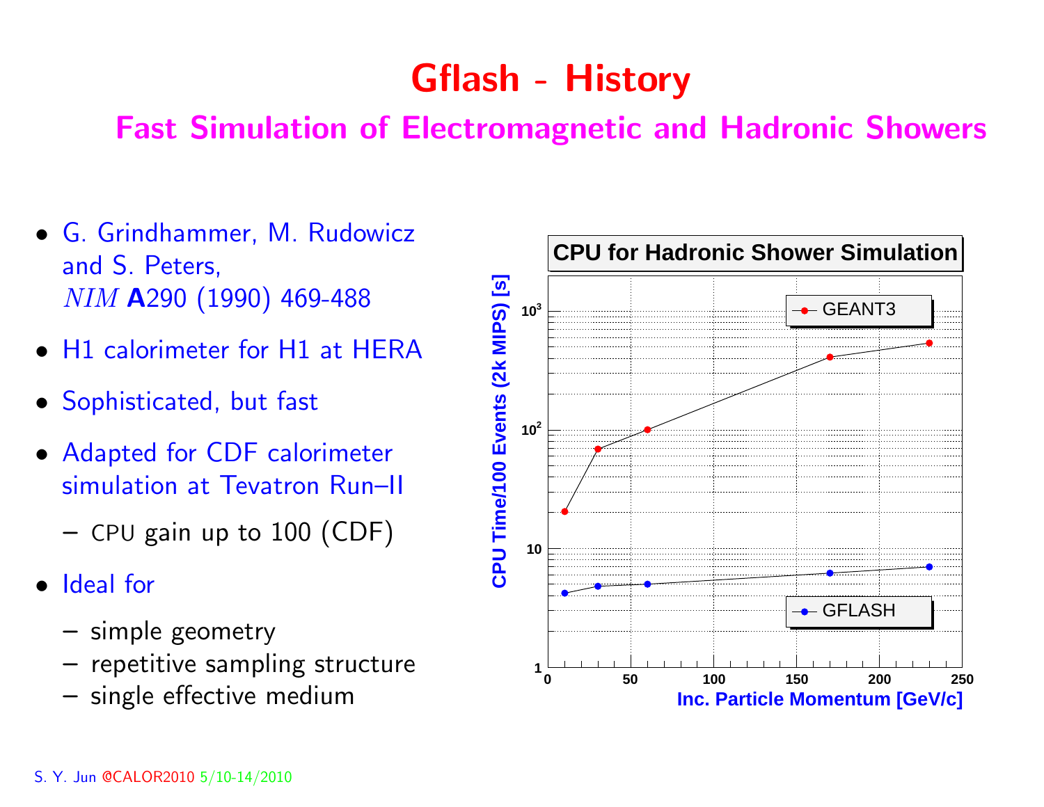# Gflash - History

## Fast Simulation of Electromagnetic and Hadronic Showers

- G. Grindhammer, M. Rudowicz and S. Peters, *NIM* **A**290 (1990) 469-488
- H1 calorimeter for H1 at HERA
- Sophisticated, but fast
- Adapted for CDF calorimeter simulation at Tevatron Run–II
  - CPU gain up to 100 (CDF)
- Ideal for
  - simple geometry
  - repetitive sampling structure
  - single effective medium

**CPU for Hadronic Shower Simulation**

CPU Time/100 Events (2k MIPS) [s] vs. Inc. Particle Momentum [GeV/c]

Legend: GEANT3, GFLASH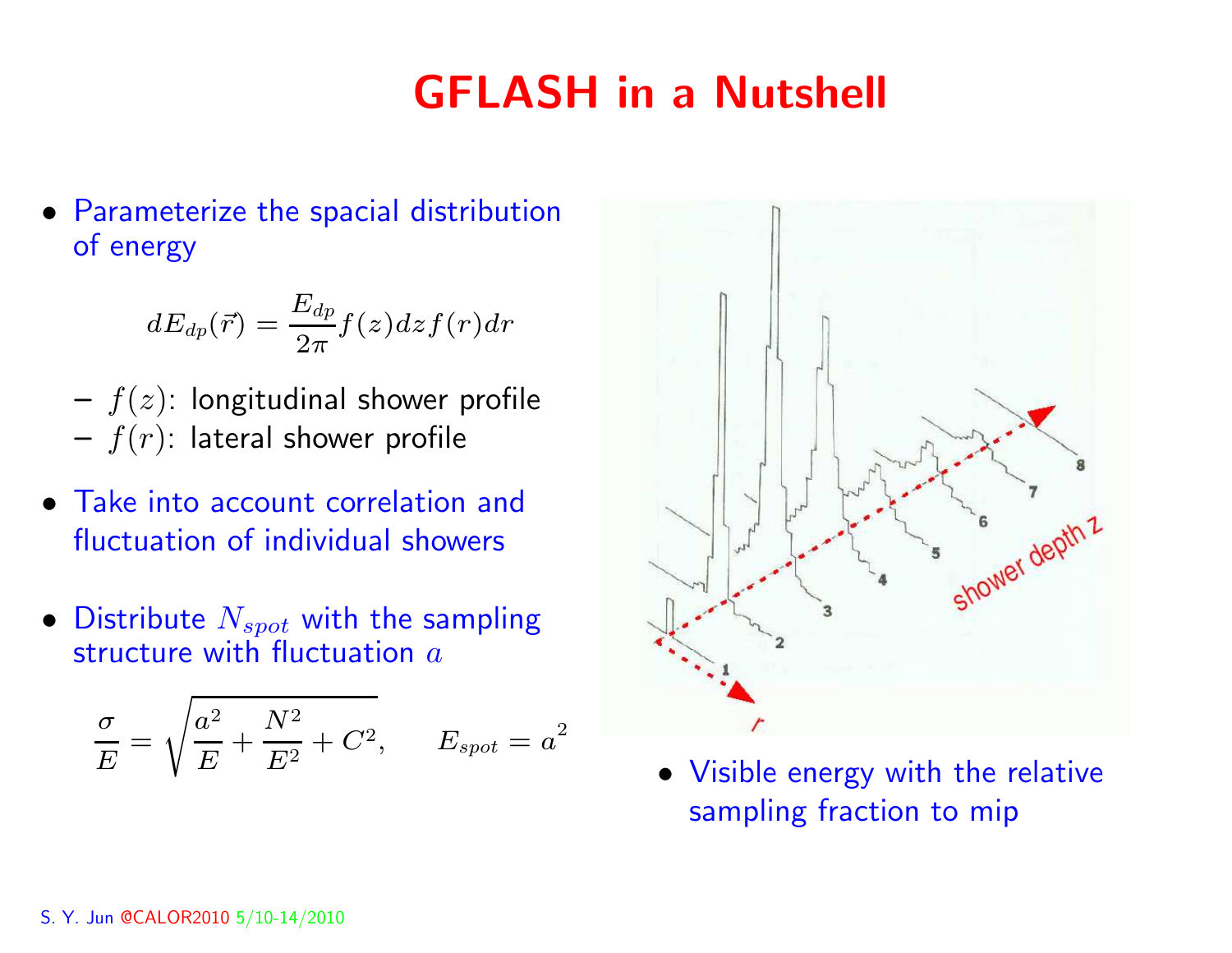# GFLASH in a Nutshell

- Parameterize the spacial distribution of energy

$$dE_{dp}(\vec{r}) = \frac{E_{dp}}{2\pi} f(z) dz f(r) dr$$

  - $f(z)$: longitudinal shower profile
  - $f(r)$: lateral shower profile

- Take into account correlation and fluctuation of individual showers

- Distribute $N_{spot}$ with the sampling structure with fluctuation $a$

$$\frac{\sigma}{E} = \sqrt{\frac{a^2}{E} + \frac{N^2}{E^2} + C^2}, \qquad E_{spot} = a^2$$

- Visible energy with the relative sampling fraction to mip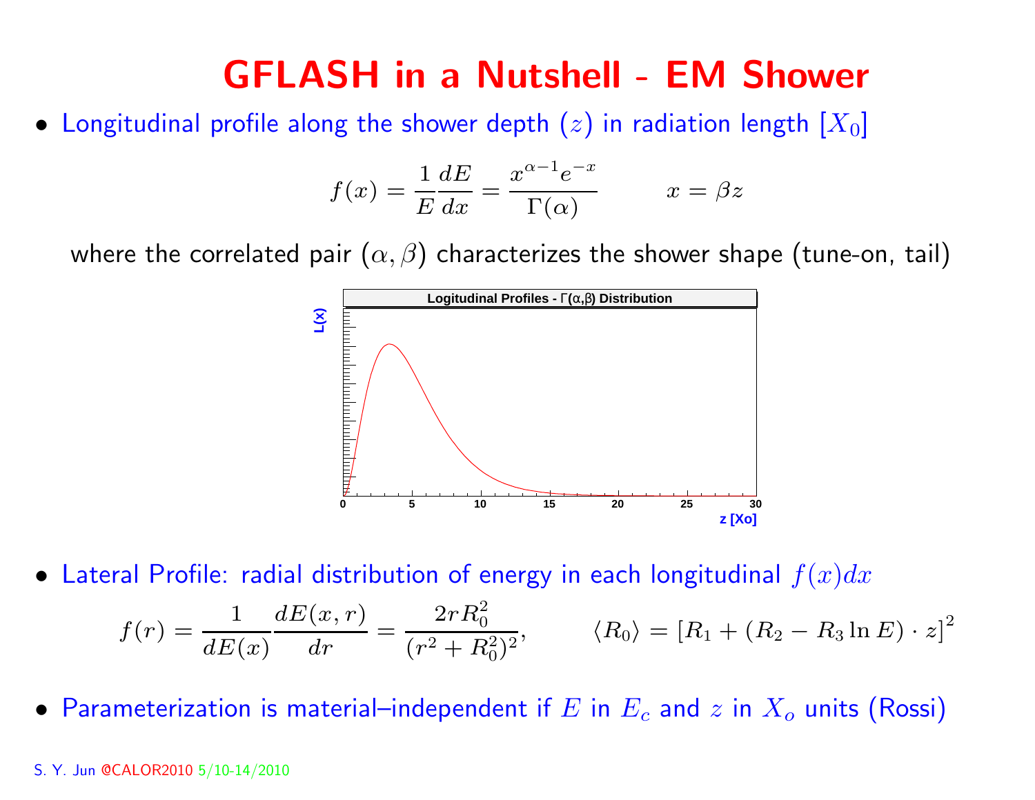# GFLASH in a Nutshell - EM Shower

- Longitudinal profile along the shower depth ($z$) in radiation length $[X_0]$

$$f(x) = \frac{1}{E}\frac{dE}{dx} = \frac{x^{\alpha-1}e^{-x}}{\Gamma(\alpha)} \qquad x = \beta z$$

where the correlated pair $(\alpha, \beta)$ characterizes the shower shape (tune-on, tail)

- Lateral Profile: radial distribution of energy in each longitudinal $f(x)dx$

$$f(r) = \frac{1}{dE(x)}\frac{dE(x,r)}{dr} = \frac{2rR_0^2}{(r^2+R_0^2)^2}, \qquad \langle R_0 \rangle = \left[R_1 + (R_2 - R_3 \ln E)\cdot z\right]^2$$

- Parameterization is material–independent if $E$ in $E_c$ and $z$ in $X_o$ units (Rossi)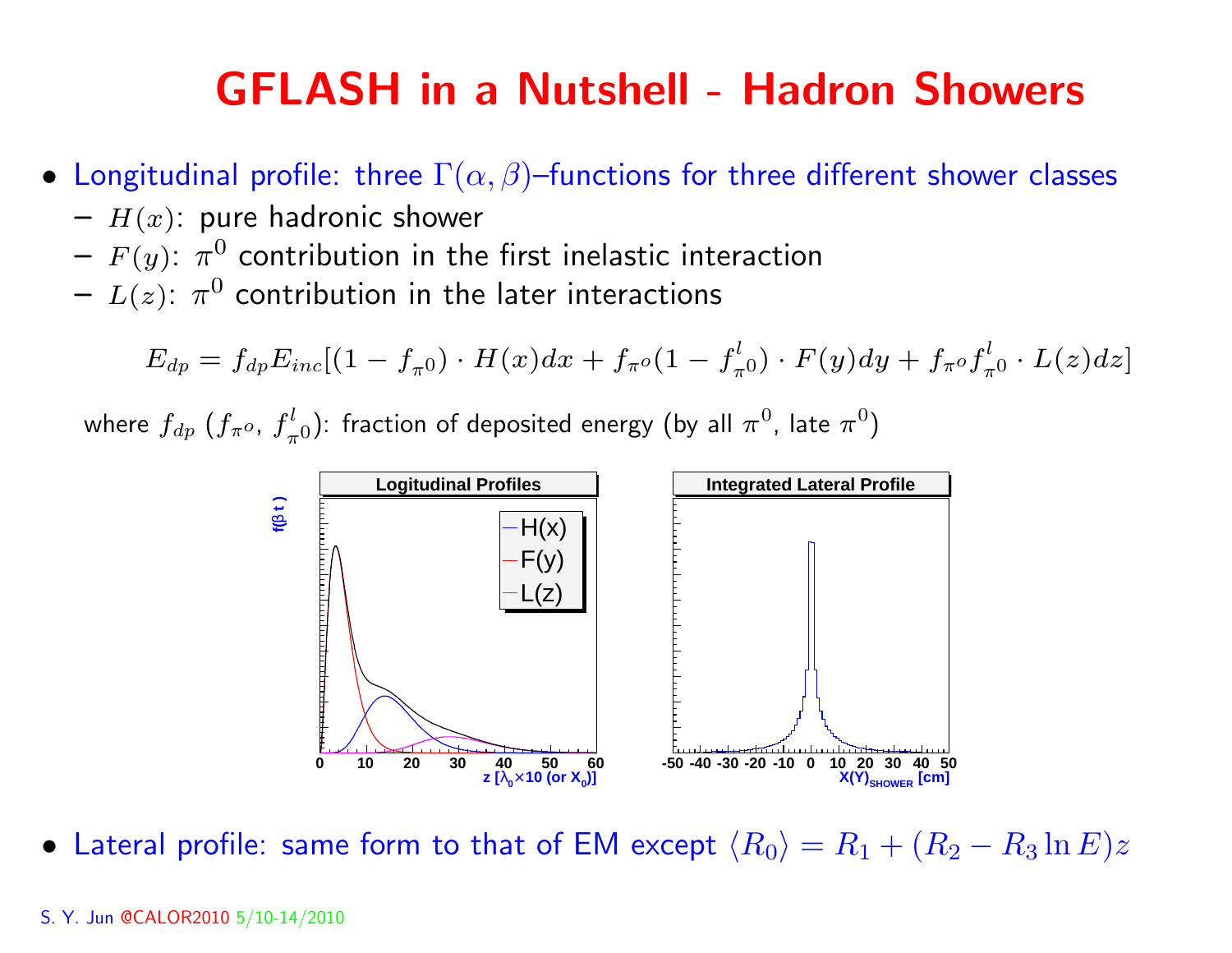# GFLASH in a Nutshell - Hadron Showers

- Longitudinal profile: three $\Gamma(\alpha, \beta)$–functions for three different shower classes
  - $H(x)$: pure hadronic shower
  - $F(y)$: $\pi^0$ contribution in the first inelastic interaction
  - $L(z)$: $\pi^0$ contribution in the later interactions

$$E_{dp} = f_{dp} E_{inc}[(1 - f_{\pi^0}) \cdot H(x)dx + f_{\pi^o}(1 - f^l_{\pi^0}) \cdot F(y)dy + f_{\pi^o} f^l_{\pi^0} \cdot L(z)dz]$$

where $f_{dp}$ ($f_{\pi^o}$, $f^l_{\pi^0}$): fraction of deposited energy (by all $\pi^0$, late $\pi^0$)

- Lateral profile: same form to that of EM except $\langle R_0 \rangle = R_1 + (R_2 - R_3 \ln E)z$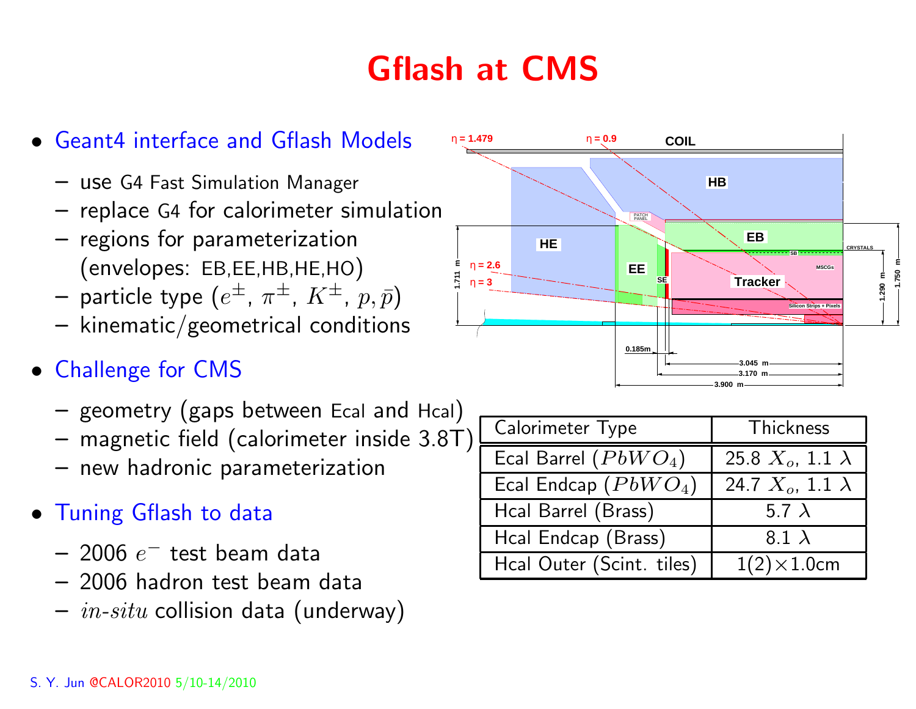# Gflash at CMS

- Geant4 interface and Gflash Models
  - use G4 Fast Simulation Manager
  - replace G4 for calorimeter simulation
  - regions for parameterization (envelopes: EB,EE,HB,HE,HO)
  - particle type ($e^{\pm}$, $\pi^{\pm}$, $K^{\pm}$, $p, \bar{p}$)
  - kinematic/geometrical conditions
- Challenge for CMS
  - geometry (gaps between Ecal and Hcal)
  - magnetic field (calorimeter inside 3.8T)
  - new hadronic parameterization
- Tuning Gflash to data
  - 2006 $e^-$ test beam data
  - 2006 hadron test beam data
  - *in-situ* collision data (underway)

| Calorimeter Type | Thickness |
|---|---|
| Ecal Barrel ($PbWO_4$) | 25.8 $X_o$, 1.1 $\lambda$ |
| Ecal Endcap ($PbWO_4$) | 24.7 $X_o$, 1.1 $\lambda$ |
| Hcal Barrel (Brass) | 5.7 $\lambda$ |
| Hcal Endcap (Brass) | 8.1 $\lambda$ |
| Hcal Outer (Scint. tiles) | 1(2)×1.0cm |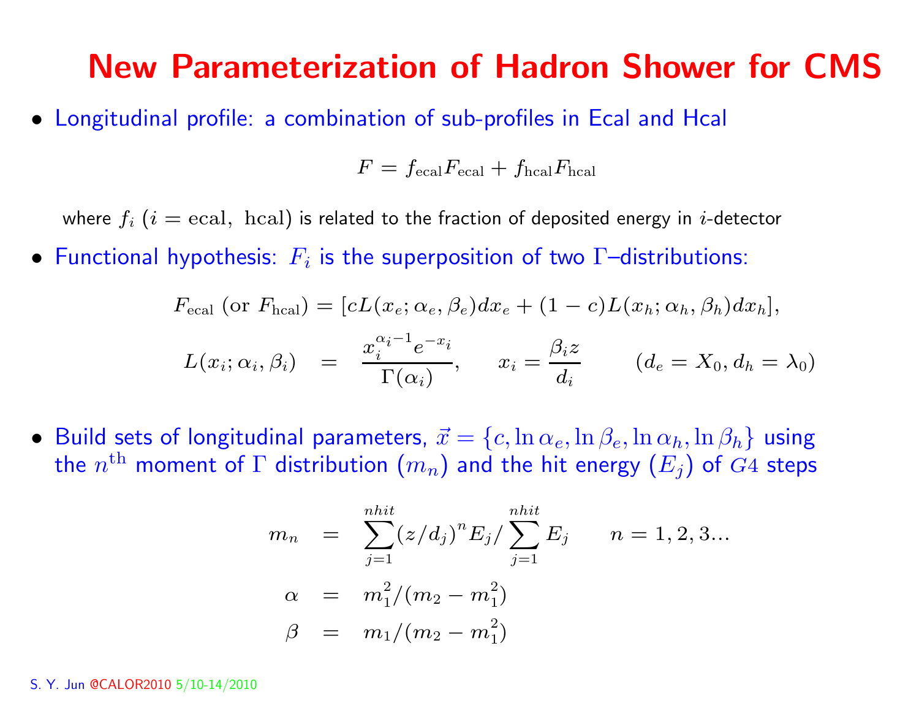# New Parameterization of Hadron Shower for CMS

- Longitudinal profile: a combination of sub-profiles in Ecal and Hcal

$$F = f_{\rm ecal} F_{\rm ecal} + f_{\rm hcal} F_{\rm hcal}$$

where $f_i$ $(i = \text{ecal},\ \text{hcal})$ is related to the fraction of deposited energy in $i$-detector

- Functional hypothesis: $F_i$ is the superposition of two $\Gamma$–distributions:

$$F_{\rm ecal}\ (\text{or } F_{\rm hcal}) = [cL(x_e; \alpha_e, \beta_e) dx_e + (1-c) L(x_h; \alpha_h, \beta_h) dx_h],$$

$$L(x_i; \alpha_i, \beta_i) = \frac{x_i^{\alpha_i - 1} e^{-x_i}}{\Gamma(\alpha_i)}, \qquad x_i = \frac{\beta_i z}{d_i} \qquad (d_e = X_0, d_h = \lambda_0)$$

- Build sets of longitudinal parameters, $\vec{x} = \{c, \ln\alpha_e, \ln\beta_e, \ln\alpha_h, \ln\beta_h\}$ using the $n^{\rm th}$ moment of $\Gamma$ distribution $(m_n)$ and the hit energy $(E_j)$ of $G4$ steps

$$m_n = \sum_{j=1}^{nhit} (z/d_j)^n E_j / \sum_{j=1}^{nhit} E_j \qquad n = 1, 2, 3...$$

$$\alpha = m_1^2/(m_2 - m_1^2)$$

$$\beta = m_1/(m_2 - m_1^2)$$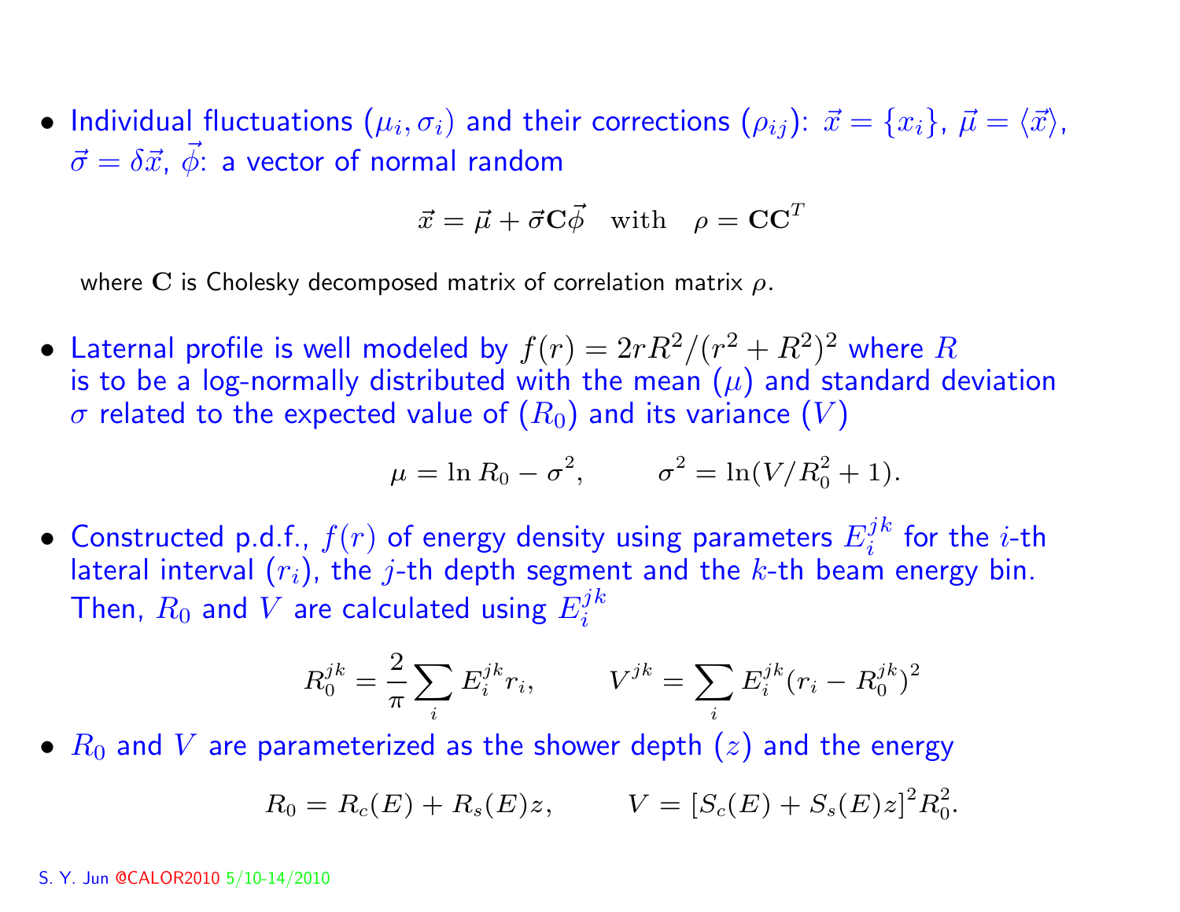- Individual fluctuations ($\mu_i, \sigma_i$) and their corrections ($\rho_{ij}$): $\vec{x} = \{x_i\}$, $\vec{\mu} = \langle \vec{x} \rangle$, $\vec{\sigma} = \delta\vec{x}$, $\vec{\phi}$: a vector of normal random

$$\vec{x} = \vec{\mu} + \vec{\sigma}\mathbf{C}\vec{\phi} \quad \text{with} \quad \rho = \mathbf{C}\mathbf{C}^T$$

where $\mathbf{C}$ is Cholesky decomposed matrix of correlation matrix $\rho$.

- Laternal profile is well modeled by $f(r) = 2rR^2/(r^2 + R^2)^2$ where $R$ is to be a log-normally distributed with the mean ($\mu$) and standard deviation $\sigma$ related to the expected value of ($R_0$) and its variance ($V$)

$$\mu = \ln R_0 - \sigma^2, \qquad \sigma^2 = \ln(V/R_0^2 + 1).$$

- Constructed p.d.f., $f(r)$ of energy density using parameters $E_i^{jk}$ for the $i$-th lateral interval ($r_i$), the $j$-th depth segment and the $k$-th beam energy bin. Then, $R_0$ and $V$ are calculated using $E_i^{jk}$

$$R_0^{jk} = \frac{2}{\pi}\sum_i E_i^{jk} r_i, \qquad V^{jk} = \sum_i E_i^{jk}(r_i - R_0^{jk})^2$$

- $R_0$ and $V$ are parameterized as the shower depth ($z$) and the energy

$$R_0 = R_c(E) + R_s(E)z, \qquad V = [S_c(E) + S_s(E)z]^2 R_0^2.$$

S. Y. Jun @CALOR2010 5/10-14/2010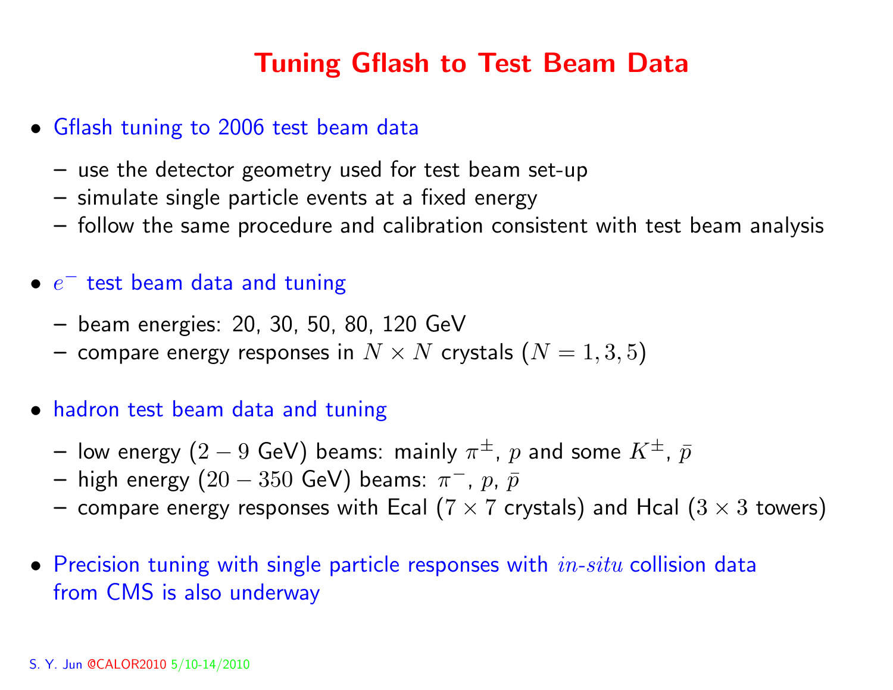# Tuning Gflash to Test Beam Data

- Gflash tuning to 2006 test beam data
  - use the detector geometry used for test beam set-up
  - simulate single particle events at a fixed energy
  - follow the same procedure and calibration consistent with test beam analysis

- $e^-$ test beam data and tuning
  - beam energies: 20, 30, 50, 80, 120 GeV
  - compare energy responses in $N \times N$ crystals ($N = 1, 3, 5$)

- hadron test beam data and tuning
  - low energy ($2 - 9$ GeV) beams: mainly $\pi^{\pm}$, $p$ and some $K^{\pm}$, $\bar{p}$
  - high energy ($20 - 350$ GeV) beams: $\pi^-$, $p$, $\bar{p}$
  - compare energy responses with Ecal ($7 \times 7$ crystals) and Hcal ($3 \times 3$ towers)

- Precision tuning with single particle responses with *in-situ* collision data from CMS is also underway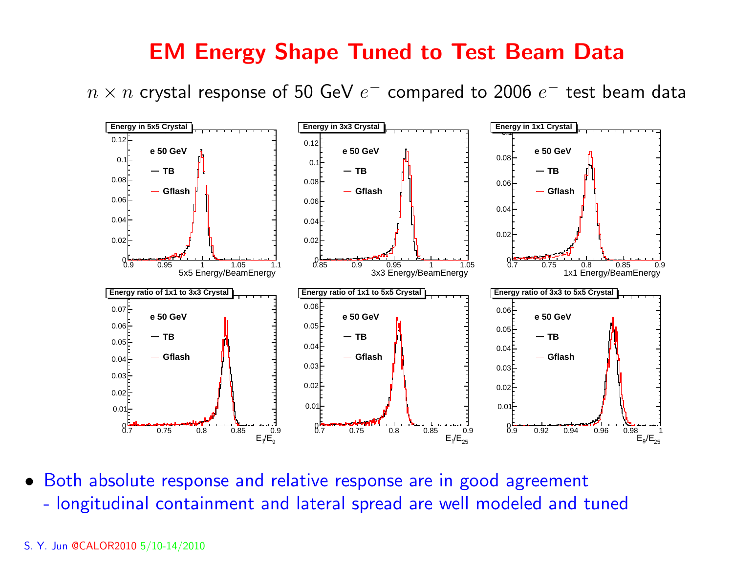# EM Energy Shape Tuned to Test Beam Data

$n \times n$ crystal response of 50 GeV $e^-$ compared to 2006 $e^-$ test beam data

- Both absolute response and relative response are in good agreement
  - longitudinal containment and lateral spread are well modeled and tuned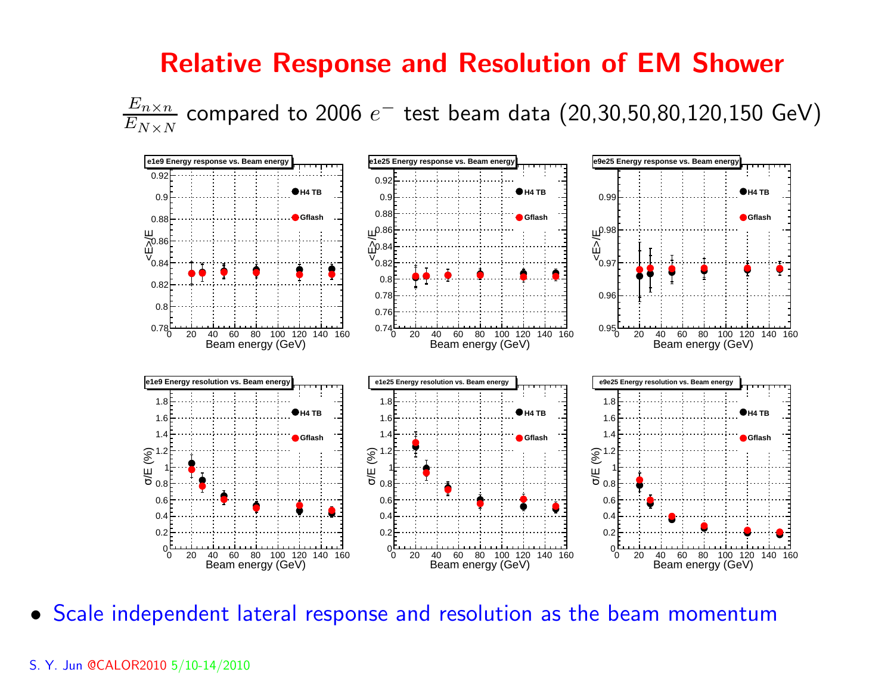# Relative Response and Resolution of EM Shower

$\frac{E_{n\times n}}{E_{N\times N}}$ compared to 2006 $e^-$ test beam data (20,30,50,80,120,150 GeV)

- Scale independent lateral response and resolution as the beam momentum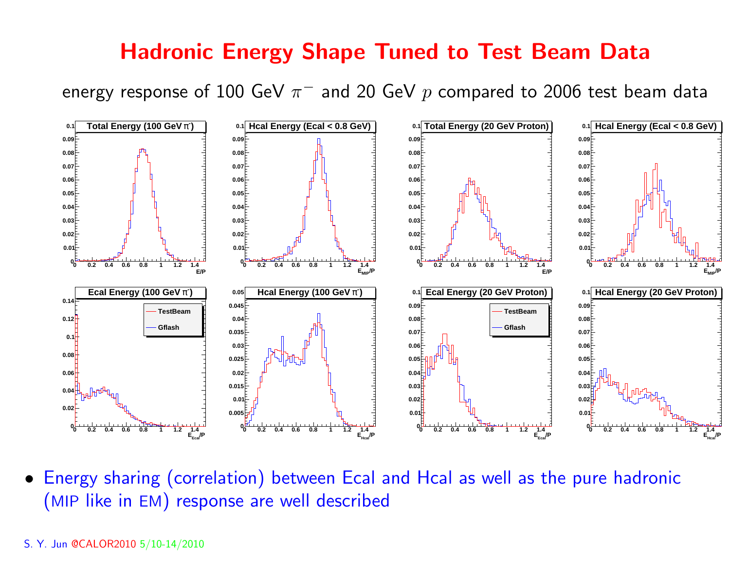# Hadronic Energy Shape Tuned to Test Beam Data

energy response of 100 GeV $\pi^-$ and 20 GeV $p$ compared to 2006 test beam data

- Energy sharing (correlation) between Ecal and Hcal as well as the pure hadronic (MIP like in EM) response are well described

S. Y. Jun @CALOR2010 5/10-14/2010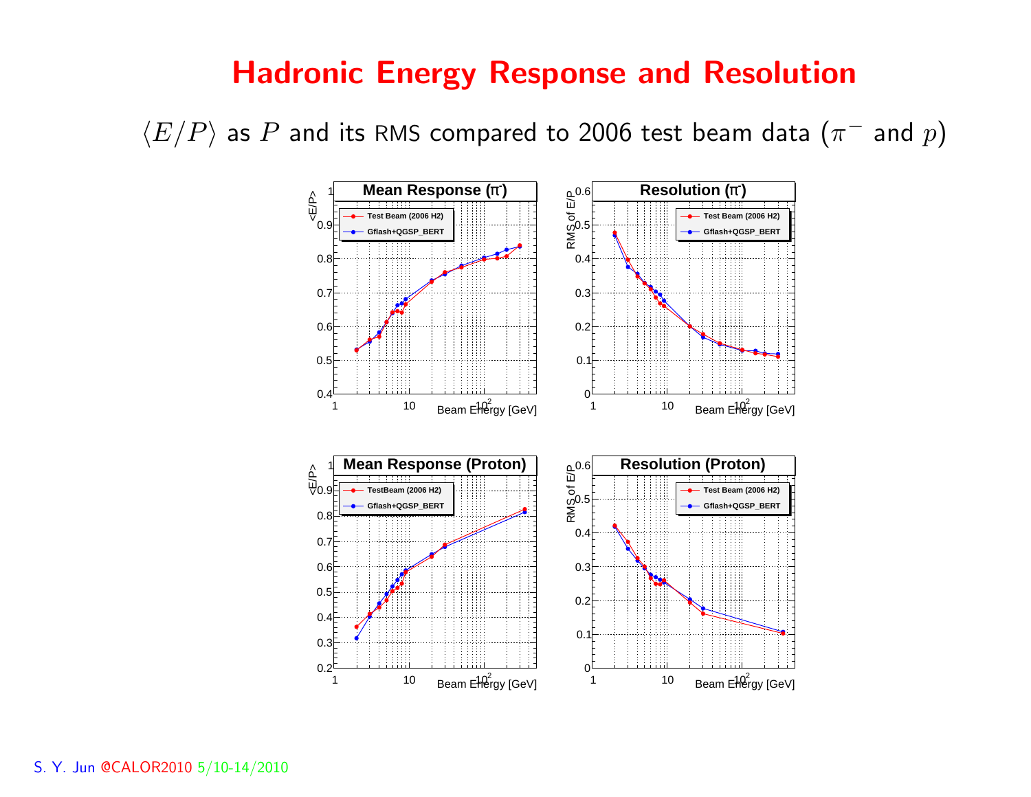# Hadronic Energy Response and Resolution

$\langle E/P \rangle$ as $P$ and its RMS compared to 2006 test beam data ($\pi^-$ and $p$)

**Mean Response ($\pi^-$)**

- Test Beam (2006 H2)
- Gflash+QGSP_BERT

**Resolution ($\pi^-$)**

- Test Beam (2006 H2)
- Gflash+QGSP_BERT

**Mean Response (Proton)**

- TestBeam (2006 H2)
- Gflash+QGSP_BERT

**Resolution (Proton)**

- Test Beam (2006 H2)
- Gflash+QGSP_BERT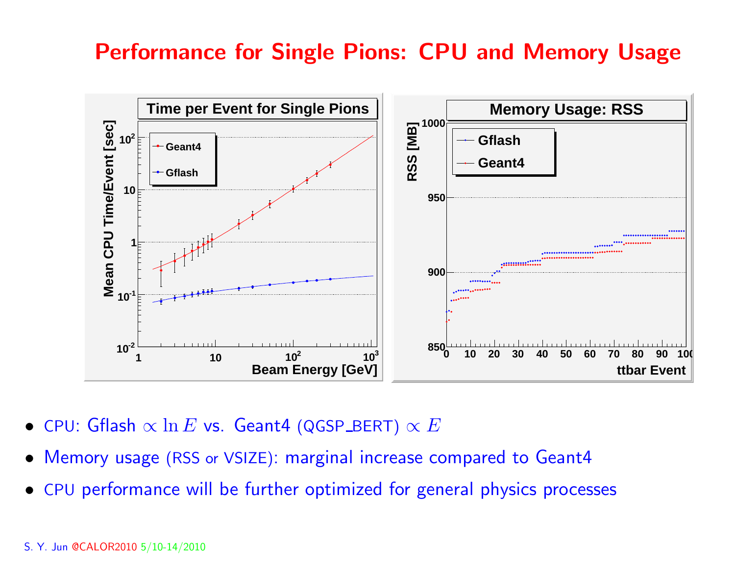# Performance for Single Pions: CPU and Memory Usage

- CPU: Gflash $\propto \ln E$ vs. Geant4 (QGSP_BERT) $\propto E$
- Memory usage (RSS or VSIZE): marginal increase compared to Geant4
- CPU performance will be further optimized for general physics processes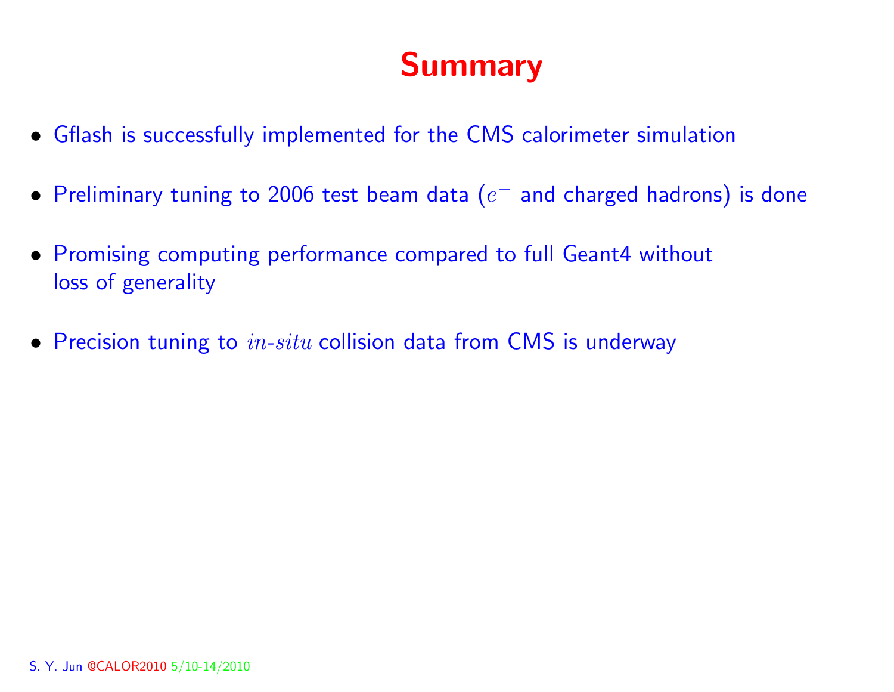# Summary

- Gflash is successfully implemented for the CMS calorimeter simulation
- Preliminary tuning to 2006 test beam data ($e^-$ and charged hadrons) is done
- Promising computing performance compared to full Geant4 without loss of generality
- Precision tuning to *in-situ* collision data from CMS is underway